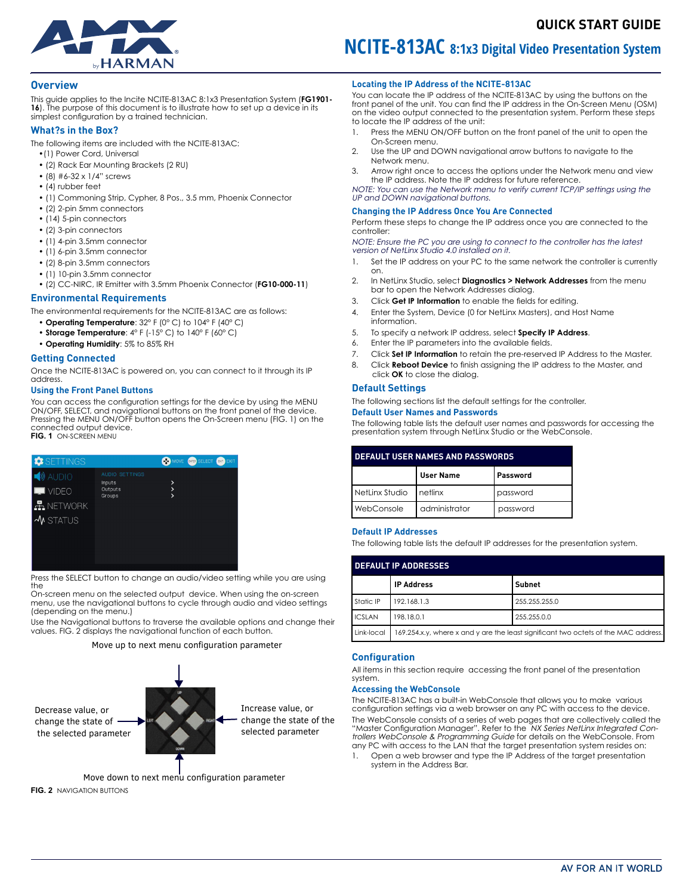# QUICK START GUIDE

# NCITE-813AC 8:1x3 Digital Video Presentation System

## Overview

This guide applies to the Incite NCITE-813AC 8:1x3 Presentation System (**FG1901-16**). The purpose of this document is to illustrate how to set up a device in its simplest configuration by a trained technician.

## What?s in the Box?

The following items are included with the NCITE-813AC:

- (1) Power Cord, Universal
- (2) Rack Ear Mounting Brackets (2 RU)
- (8) #6-32 x 1/4" screws
- (4) rubber feet
- (1) Commoning Strip, Cypher, 8 Pos., 3.5 mm, Phoenix Connector
- (2) 2-pin 5mm connectors
- (14) 5-pin connectors
- (2) 3-pin connectors
- (1) 4-pin 3.5mm connector
- (1) 6-pin 3.5mm connector
- (2) 8-pin 3.5mm connectors
- (1) 10-pin 3.5mm connector
- (2) CC-NIRC, IR Emitter with 3.5mm Phoenix Connector (**FG10-000-11**)

## Environmental Requirements

The environmental requirements for the NCITE-813AC are as follows:

- **Operating Temperature**: 32° F (0° C) to 104° F (40° C)
- **Storage Temperature**: 4° F (-15° C) to 140° F (60° C)
- **Operating Humidity**: 5% to 85% RH

## Getting Connected

Once the NCITE-813AC is powered on, you can connect to it through its IP address.

### Using the Front Panel Buttons

You can access the configuration settings for the device by using the MENU ON/OFF, SELECT, and navigational buttons on the front panel of the device. Pressing the MENU ON/OFF button opens the On-Screen menu (FIG. 1) on the connected output device.

**FIG. 1** ON-SCREEN MENU

Press the SELECT button to change an audio/video setting while you are using the On-screen menu on the selected output device. When using the on-screen menu, use the navigational buttons to cycle through audio and video settings (depending on the menu.)

Use the Navigational buttons to traverse the available options and change their values. FIG. 2 displays the navigational function of each button.

Move up to next menu configuration parameter

Decrease value, or change the state of the selected parameter

Increase value, or change the state of the selected parameter

Move down to next menu configuration parameter

**FIG. 2** NAVIGATION BUTTONS

## Locating the IP Address of the NCITE-813AC

You can locate the IP address of the NCITE-813AC by using the buttons on the front panel of the unit. You can find the IP address in the On-Screen Menu (OSM) on the video output connected to the presentation system. Perform these steps to locate the IP address of the unit:

1. Press the MENU ON/OFF button on the front panel of the unit to open the On-Screen menu.
2. Use the UP and DOWN navigational arrow buttons to navigate to the Network menu.
3. Arrow right once to access the options under the Network menu and view the IP address. Note the IP address for future reference.

*NOTE: You can use the Network menu to verify current TCP/IP settings using the UP and DOWN navigational buttons.*

### Changing the IP Address Once You Are Connected

Perform these steps to change the IP address once you are connected to the controller:

*NOTE: Ensure the PC you are using to connect to the controller has the latest version of NetLinx Studio 4.0 installed on it.*

1. Set the IP address on your PC to the same network the controller is currently on.
2. In NetLinx Studio, select **Diagnostics > Network Addresses** from the menu bar to open the Network Addresses dialog.
3. Click **Get IP Information** to enable the fields for editing.
4. Enter the System, Device (0 for NetLinx Masters), and Host Name information.
5. To specify a network IP address, select **Specify IP Address**.
6. Enter the IP parameters into the available fields.
7. Click **Set IP Information** to retain the pre-reserved IP Address to the Master.
8. Click **Reboot Device** to finish assigning the IP address to the Master, and click **OK** to close the dialog.

## Default Settings

The following sections list the default settings for the controller.

### Default User Names and Passwords

The following table lists the default user names and passwords for accessing the presentation system through NetLinx Studio or the WebConsole.

| DEFAULT USER NAMES AND PASSWORDS | | |
|---|---|---|
| | **User Name** | **Password** |
| NetLinx Studio | netlinx | password |
| WebConsole | administrator | password |

### Default IP Addresses

The following table lists the default IP addresses for the presentation system.

| DEFAULT IP ADDRESSES | | |
|---|---|---|
| | **IP Address** | **Subnet** |
| Static IP | 192.168.1.3 | 255.255.255.0 |
| ICSLAN | 198.18.0.1 | 255.255.0.0 |
| Link-local | 169.254.x.y, where x and y are the least significant two octets of the MAC address. | |

## Configuration

All items in this section require accessing the front panel of the presentation system.

### Accessing the WebConsole

The NCITE-813AC has a built-in WebConsole that allows you to make various configuration settings via a web browser on any PC with access to the device.

The WebConsole consists of a series of web pages that are collectively called the "Master Configuration Manager". Refer to the *NX Series NetLinx Integrated Controllers WebConsole & Programming Guide* for details on the WebConsole. From any PC with access to the LAN that the target presentation system resides on:

1. Open a web browser and type the IP Address of the target presentation system in the Address Bar.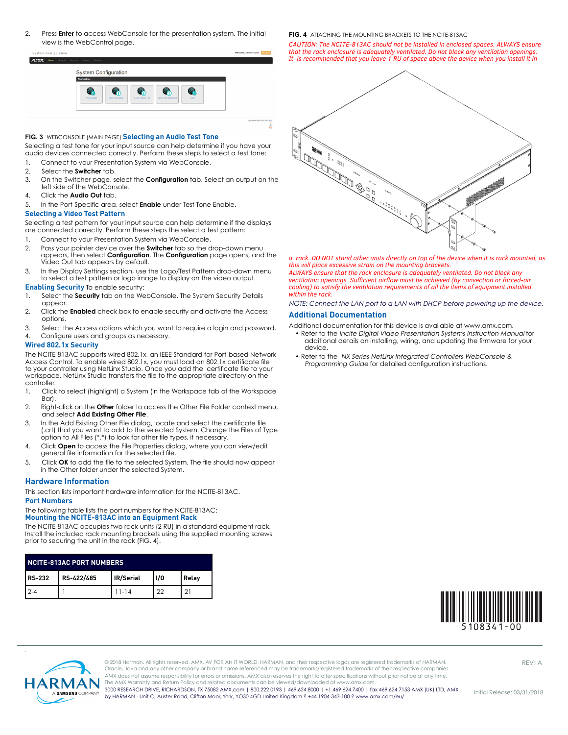2. Press **Enter** to access WebConsole for the presentation system. The initial view is the WebControl page.

**FIG. 3** WEBCONSOLE (MAIN PAGE)

## Selecting an Audio Test Tone

Selecting a test tone for your input source can help determine if you have your audio devices connected correctly. Perform these steps to select a test tone:

1. Connect to your Presentation System via WebConsole.
2. Select the **Switcher** tab.
3. On the Switcher page, select the **Configuration** tab. Select an output on the left side of the WebConsole.
4. Click the **Audio Out** tab.
5. In the Port-Specific area, select **Enable** under Test Tone Enable.

## Selecting a Video Test Pattern

Selecting a test pattern for your input source can help determine if the displays are connected correctly. Perform these steps the select a test pattern:

1. Connect to your Presentation System via WebConsole.
2. Pass your pointer device over the **Switcher** tab so the drop-down menu appears, then select **Configuration**. The **Configuration** page opens, and the Video Out tab appears by default.
3. In the Display Settings section, use the Logo/Test Pattern drop-down menu to select a test pattern or logo image to display on the video output.

## Enabling Security

To enable security:

1. Select the **Security** tab on the WebConsole. The System Security Details appear.
2. Click the **Enabled** check box to enable security and activate the Access options.
3. Select the Access options which you want to require a login and password.
4. Configure users and groups as necessary.

## Wired 802.1x Security

The NCITE-813AC supports wired 802.1x, an IEEE Standard for Port-based Network Access Control. To enable wired 802.1x, you must load an 802.1x certificate file to your controller using NetLinx Studio. Once you add the certificate file to your workspace, NetLinx Studio transfers the file to the appropriate directory on the controller.

1. Click to select (highlight) a System (in the Workspace tab of the Workspace Bar).
2. Right-click on the **Other** folder to access the Other File Folder context menu, and select **Add Existing Other File**.
3. In the Add Existing Other File dialog, locate and select the certificate file (.crt) that you want to add to the selected System. Change the Files of Type option to All Files (*.*) to look for other file types, if necessary.
4. Click **Open** to access the File Properties dialog, where you can view/edit general file information for the selected file.
5. Click **OK** to add the file to the selected System. The file should now appear in the Other folder under the selected System.

## Hardware Information

This section lists important hardware information for the NCITE-813AC.

### Port Numbers

The following table lists the port numbers for the NCITE-813AC:

**NCITE-813AC PORT NUMBERS**

| RS-232 | RS-422/485 | IR/Serial | I/O | Relay |
|---|---|---|---|---|
| 2-4 | 1 | 11-14 | 22 | 21 |

### Mounting the NCITE-813AC into an Equipment Rack

The NCITE-813AC occupies two rack units (2 RU) in a standard equipment rack. Install the included rack mounting brackets using the supplied mounting screws prior to securing the unit in the rack (FIG. 4).

**FIG. 4** ATTACHING THE MOUNTING BRACKETS TO THE NCITE-813AC

*CAUTION: The NCITE-813AC should not be installed in enclosed spaces. ALWAYS ensure that the rack enclosure is adequately ventilated. Do not block any ventilation openings. It is recommended that you leave 1 RU of space above the device when you install it in a rack. DO NOT stand other units directly on top of the device when it is rack mounted, as this will place excessive strain on the mounting brackets.*

*ALWAYS ensure that the rack enclosure is adequately ventilated. Do not block any ventilation openings. Sufficient airflow must be achieved (by convection or forced-air cooling) to satisfy the ventilation requirements of all the items of equipment installed within the rack.*

*NOTE: Connect the LAN port to a LAN with DHCP before powering up the device.*

## Additional Documentation

Additional documentation for this device is available at www.amx.com.

- Refer to the *Incite Digital Video Presentation Systems Instruction Manual* for additional details on installing, wiring, and updating the firmware for your device.
- Refer to the *NX Series NetLinx Integrated Controllers WebConsole & Programming Guide* for detailed configuration instructions.

5108341-00

© 2018 Harman. All rights reserved. AMX, AV FOR AN IT WORLD, HARMAN, and their respective logos are registered trademarks of HARMAN. Oracle, Java and any other company or brand name referenced may be trademarks/registered trademarks of their respective companies. AMX does not assume responsibility for errors or omissions. AMX also reserves the right to alter specifications without prior notice at any time. The AMX Warranty and Return Policy and related documents can be viewed/downloaded at www.amx.com.
3000 RESEARCH DRIVE, RICHARDSON, TX 75082 AMX.com | 800.222.0193 | 469.624.8000 | +1.469.624.7400 | fax 469.624.7153 AMX (UK) LTD, AMX by HARMAN - Unit C, Auster Road, Clifton Moor, York, YO30 4GD United Kingdom ? +44 1904-343-100 ? www.amx.com/eu/

REV: A

Initial Release: 03/31/2018